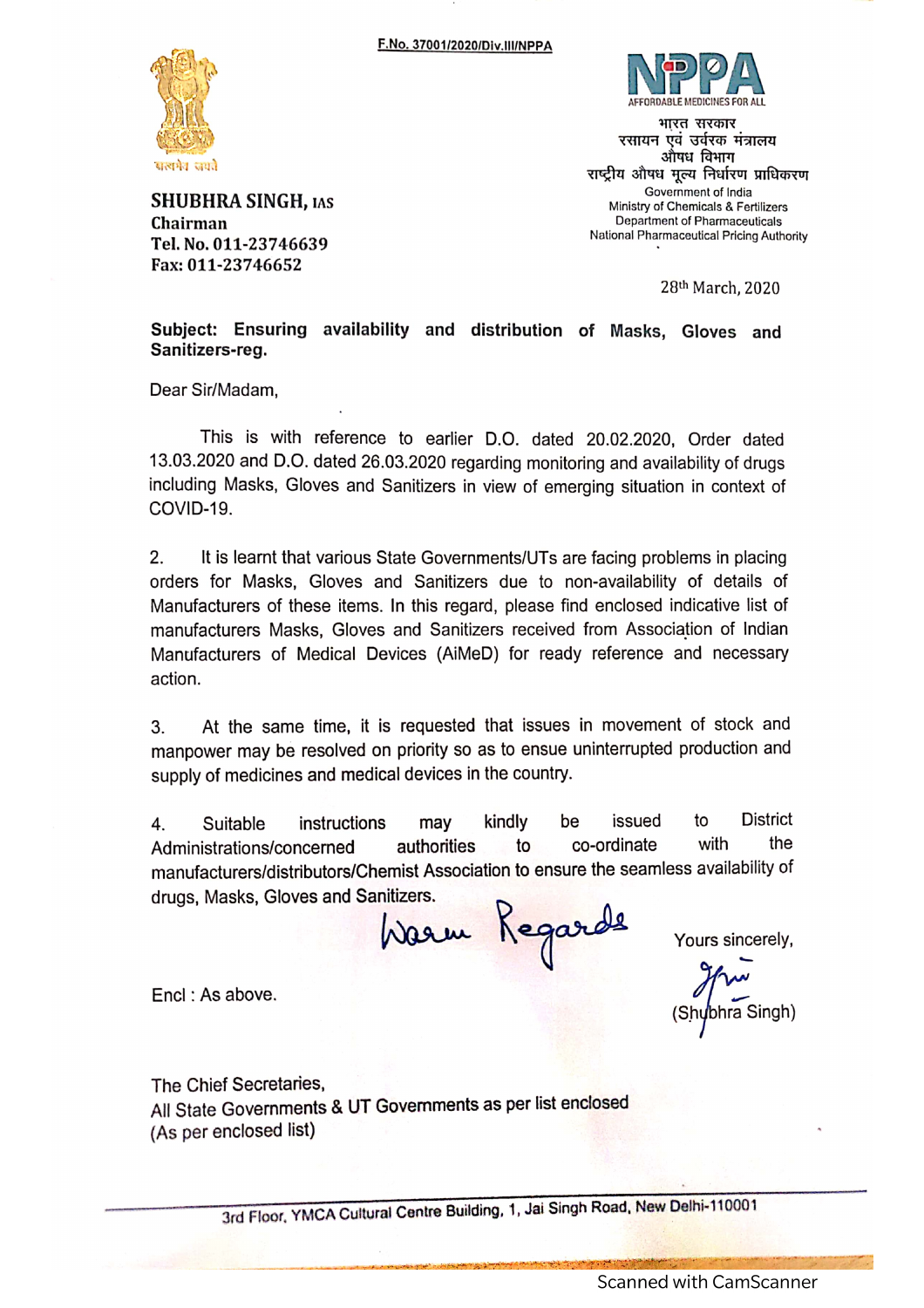F.No. 37001/2020/Div.III/NPPA

सत्यमेव जयते

**SHUBHRA SINGH, IAS**
**Chairman**
**Tel. No. 011-23746639**
**Fax: 011-23746652**

NPPA
AFFORDABLE MEDICINES FOR ALL

भारत सरकार
रसायन एवं उर्वरक मंत्रालय
औषध विभाग
राष्ट्रीय औषध मूल्य निर्धारण प्राधिकरण
Government of India
Ministry of Chemicals & Fertilizers
Department of Pharmaceuticals
National Pharmaceutical Pricing Authority

28th March, 2020

**Subject: Ensuring availability and distribution of Masks, Gloves and Sanitizers-reg.**

Dear Sir/Madam,

This is with reference to earlier D.O. dated 20.02.2020, Order dated 13.03.2020 and D.O. dated 26.03.2020 regarding monitoring and availability of drugs including Masks, Gloves and Sanitizers in view of emerging situation in context of COVID-19.

2. It is learnt that various State Governments/UTs are facing problems in placing orders for Masks, Gloves and Sanitizers due to non-availability of details of Manufacturers of these items. In this regard, please find enclosed indicative list of manufacturers Masks, Gloves and Sanitizers received from Association of Indian Manufacturers of Medical Devices (AiMeD) for ready reference and necessary action.

3. At the same time, it is requested that issues in movement of stock and manpower may be resolved on priority so as to ensue uninterrupted production and supply of medicines and medical devices in the country.

4. Suitable instructions may kindly be issued to District Administrations/concerned authorities to co-ordinate with the manufacturers/distributors/Chemist Association to ensure the seamless availability of drugs, Masks, Gloves and Sanitizers.

Warm Regards

Yours sincerely,

(Shubhra Singh)

Encl : As above.

The Chief Secretaries,
All State Governments & UT Governments as per list enclosed
(As per enclosed list)

3rd Floor, YMCA Cultural Centre Building, 1, Jai Singh Road, New Delhi-110001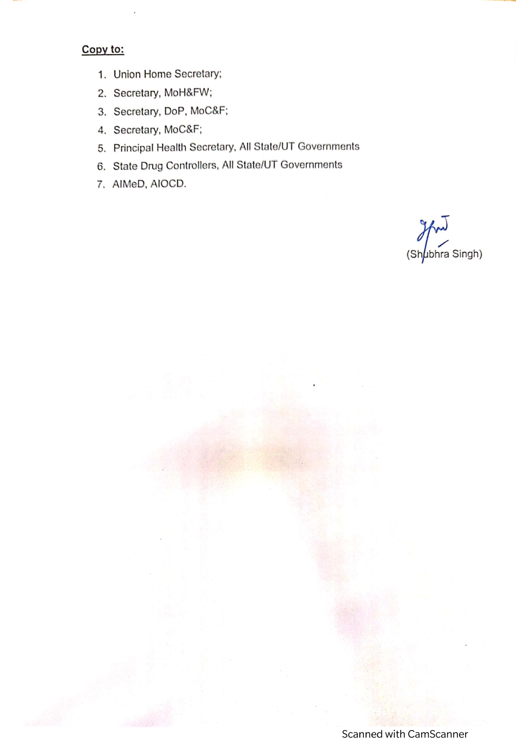**Copy to:**

1. Union Home Secretary;
2. Secretary, MoH&FW;
3. Secretary, DoP, MoC&F;
4. Secretary, MoC&F;
5. Principal Health Secretary, All State/UT Governments
6. State Drug Controllers, All State/UT Governments
7. AIMeD, AIOCD.

(Shubhra Singh)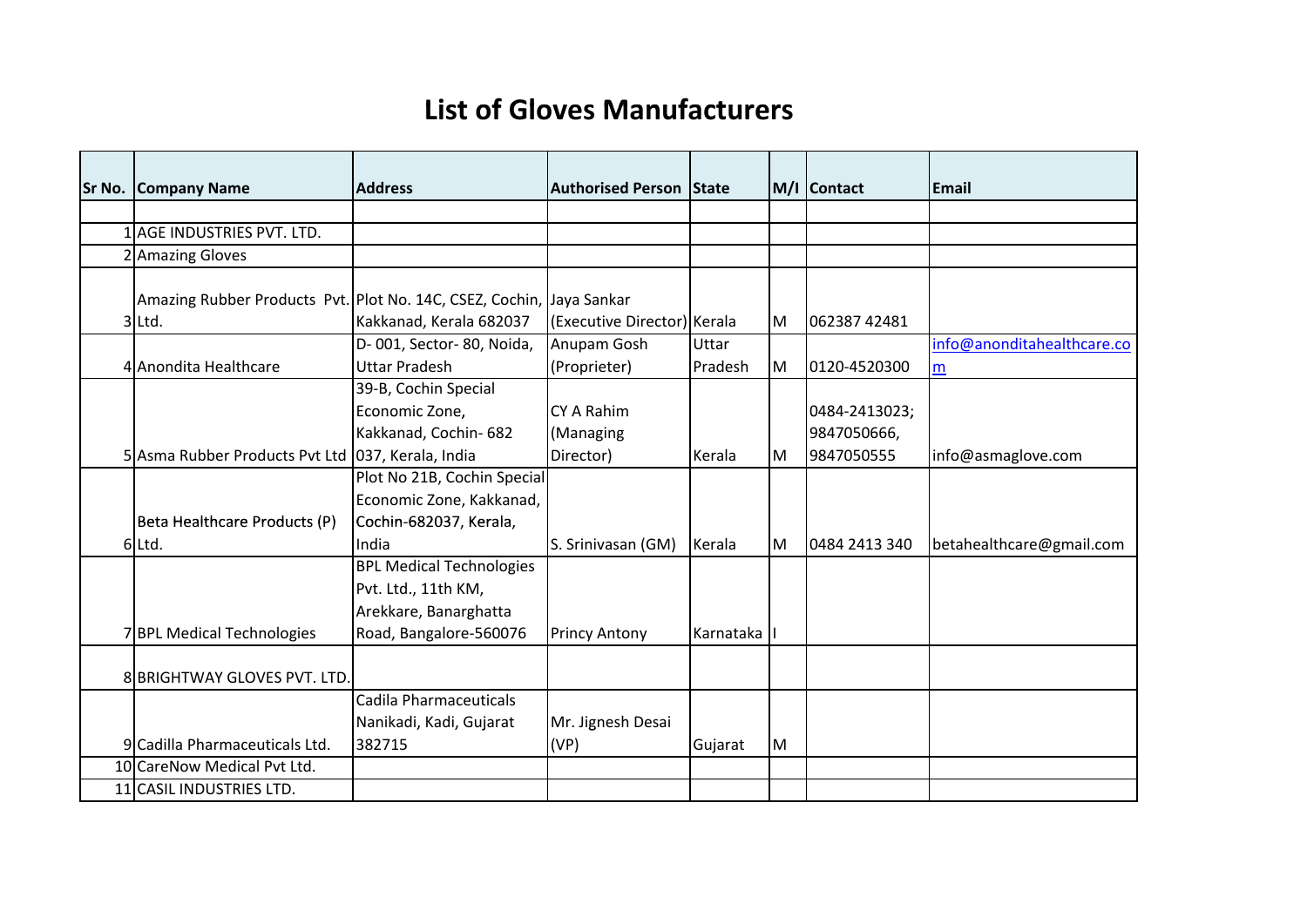# List of Gloves Manufacturers

| Sr No. | Company Name | Address | Authorised Person | State | M/I | Contact | Email |
|---|---|---|---|---|---|---|---|
| | | | | | | | |
| 1 | AGE INDUSTRIES PVT. LTD. | | | | | | |
| 2 | Amazing Gloves | | | | | | |
| 3 | Amazing Rubber Products Pvt. Ltd. | Plot No. 14C, CSEZ, Cochin, Kakkanad, Kerala 682037 | Jaya Sankar (Executive Director) | Kerala | M | 062387 42481 | |
| 4 | Anondita Healthcare | D- 001, Sector- 80, Noida, Uttar Pradesh | Anupam Gosh (Proprieter) | Uttar Pradesh | M | 0120-4520300 | info@anonditahealthcare.com |
| 5 | Asma Rubber Products Pvt Ltd | 39-B, Cochin Special Economic Zone, Kakkanad, Cochin- 682 037, Kerala, India | CY A Rahim (Managing Director) | Kerala | M | 0484-2413023; 9847050666, 9847050555 | info@asmaglove.com |
| 6 | Beta Healthcare Products (P) Ltd. | Plot No 21B, Cochin Special Economic Zone, Kakkanad, Cochin-682037, Kerala, India | S. Srinivasan (GM) | Kerala | M | 0484 2413 340 | betahealthcare@gmail.com |
| 7 | BPL Medical Technologies | BPL Medical Technologies Pvt. Ltd., 11th KM, Arekkare, Banarghatta Road, Bangalore-560076 | Princy Antony | Karnataka | I | | |
| 8 | BRIGHTWAY GLOVES PVT. LTD. | | | | | | |
| 9 | Cadilla Pharmaceuticals Ltd. | Cadila Pharmaceuticals Nanikadi, Kadi, Gujarat 382715 | Mr. Jignesh Desai (VP) | Gujarat | M | | |
| 10 | CareNow Medical Pvt Ltd. | | | | | | |
| 11 | CASIL INDUSTRIES LTD. | | | | | | |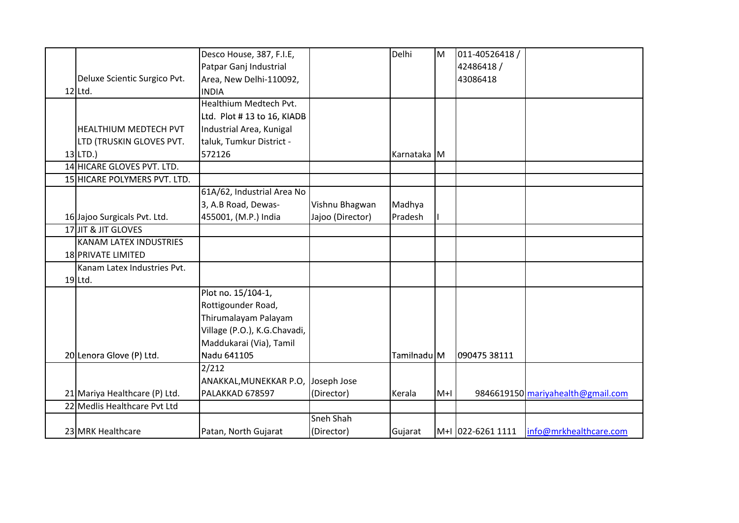| | | | | | | | |
|---|---|---|---|---|---|---|---|
| 12 | Deluxe Scientic Surgico Pvt. Ltd. | Desco House, 387, F.I.E, Patpar Ganj Industrial Area, New Delhi-110092, INDIA | | Delhi | M | 011-40526418 / 42486418 / 43086418 | |
| 13 | HEALTHIUM MEDTECH PVT LTD (TRUSKIN GLOVES PVT. LTD.) | Healthium Medtech Pvt. Ltd. Plot # 13 to 16, KIADB Industrial Area, Kunigal taluk, Tumkur District - 572126 | | Karnataka | M | | |
| 14 | HICARE GLOVES PVT. LTD. | | | | | | |
| 15 | HICARE POLYMERS PVT. LTD. | | | | | | |
| 16 | Jajoo Surgicals Pvt. Ltd. | 61A/62, Industrial Area No 3, A.B Road, Dewas-455001, (M.P.) India | Vishnu Bhagwan Jajoo (Director) | Madhya Pradesh | I | | |
| 17 | JIT & JIT GLOVES | | | | | | |
| 18 | KANAM LATEX INDUSTRIES PRIVATE LIMITED | | | | | | |
| 19 | Kanam Latex Industries Pvt. Ltd. | | | | | | |
| 20 | Lenora Glove (P) Ltd. | Plot no. 15/104-1, Rottigounder Road, Thirumalayam Palayam Village (P.O.), K.G.Chavadi, Maddukarai (Via), Tamil Nadu 641105 | | Tamilnadu | M | 090475 38111 | |
| 21 | Mariya Healthcare (P) Ltd. | 2/212 ANAKKAL,MUNEKKAR P.O, PALAKKAD 678597 | Joseph Jose (Director) | Kerala | M+I | 9846619150 | mariyahealth@gmail.com |
| 22 | Medlis Healthcare Pvt Ltd | | | | | | |
| 23 | MRK Healthcare | Patan, North Gujarat | Sneh Shah (Director) | Gujarat | M+I | 022-6261 1111 | info@mrkhealthcare.com |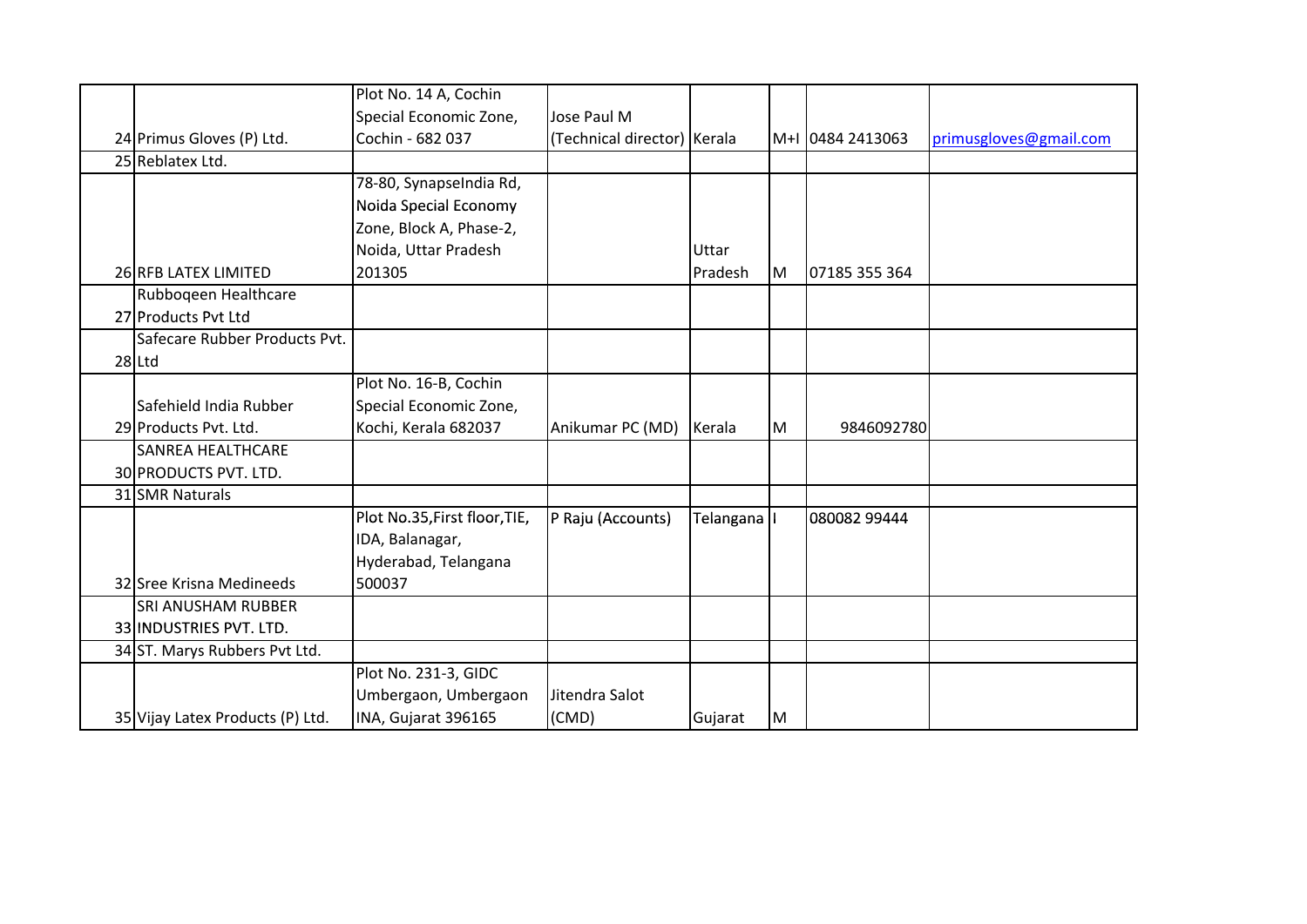| | | | | | | | |
|---|---|---|---|---|---|---|---|
| 24 | Primus Gloves (P) Ltd. | Plot No. 14 A, Cochin Special Economic Zone, Cochin - 682 037 | Jose Paul M (Technical director) | Kerala | M+I | 0484 2413063 | primusgloves@gmail.com |
| 25 | Reblatex Ltd. | | | | | | |
| 26 | RFB LATEX LIMITED | 78-80, SynapseIndia Rd, Noida Special Economy Zone, Block A, Phase-2, Noida, Uttar Pradesh 201305 | | Uttar Pradesh | M | 07185 355 364 | |
| 27 | Rubboqeen Healthcare Products Pvt Ltd | | | | | | |
| 28 | Safecare Rubber Products Pvt. Ltd | | | | | | |
| 29 | Safehield India Rubber Products Pvt. Ltd. | Plot No. 16-B, Cochin Special Economic Zone, Kochi, Kerala 682037 | Anikumar PC (MD) | Kerala | M | 9846092780 | |
| 30 | SANREA HEALTHCARE PRODUCTS PVT. LTD. | | | | | | |
| 31 | SMR Naturals | | | | | | |
| 32 | Sree Krisna Medineeds | Plot No.35,First floor,TIE, IDA, Balanagar, Hyderabad, Telangana 500037 | P Raju (Accounts) | Telangana | I | 080082 99444 | |
| 33 | SRI ANUSHAM RUBBER INDUSTRIES PVT. LTD. | | | | | | |
| 34 | ST. Marys Rubbers Pvt Ltd. | | | | | | |
| 35 | Vijay Latex Products (P) Ltd. | Plot No. 231-3, GIDC Umbergaon, Umbergaon INA, Gujarat 396165 | Jitendra Salot (CMD) | Gujarat | M | | |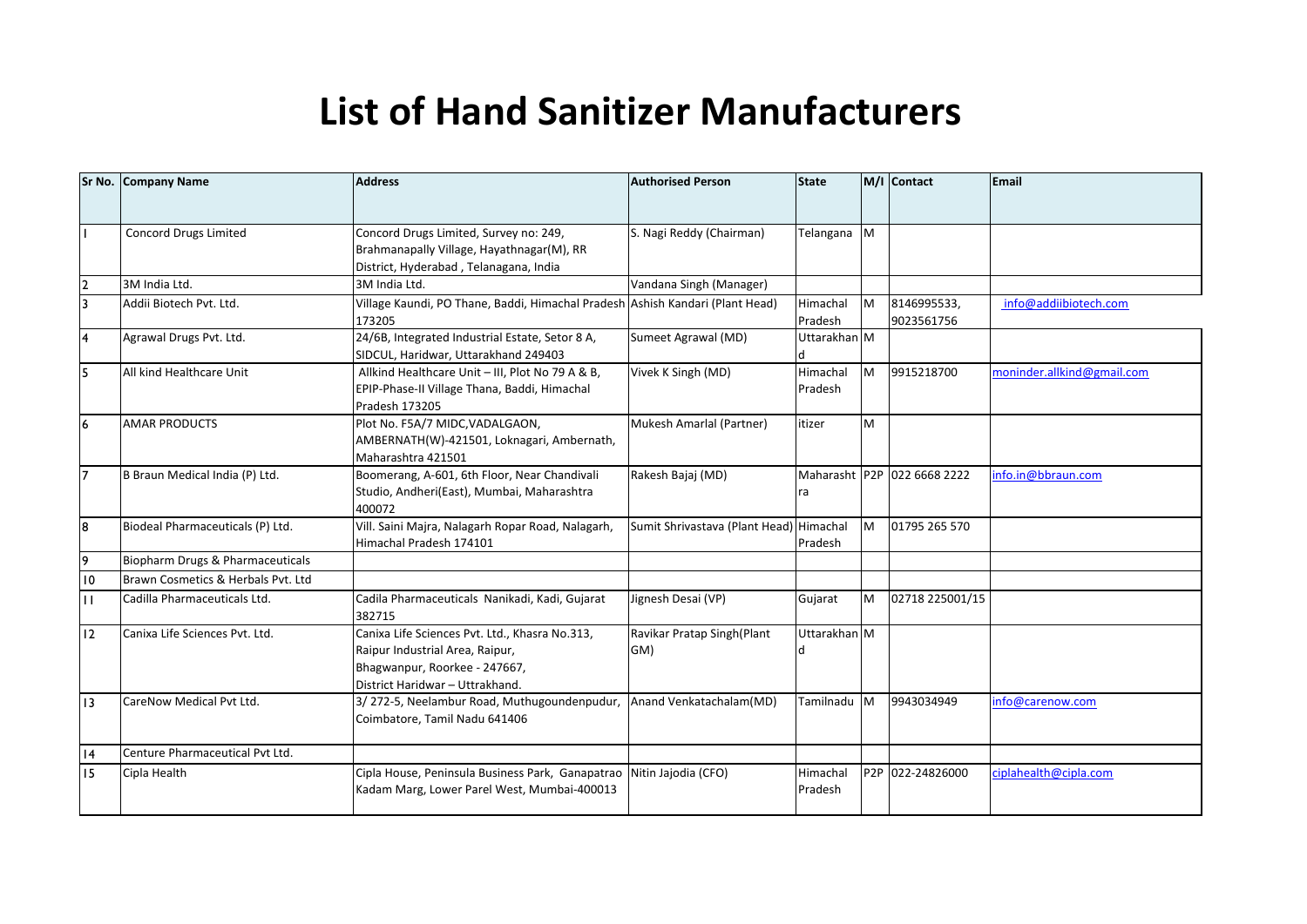# List of Hand Sanitizer Manufacturers

| Sr No. | Company Name | Address | Authorised Person | State | M/I | Contact | Email |
|---|---|---|---|---|---|---|---|
| 1 | Concord Drugs Limited | Concord Drugs Limited, Survey no: 249, Brahmanapally Village, Hayathnagar(M), RR District, Hyderabad , Telanagana, India | S. Nagi Reddy (Chairman) | Telangana | M | | |
| 2 | 3M India Ltd. | 3M India Ltd. | Vandana Singh (Manager) | | | | |
| 3 | Addii Biotech Pvt. Ltd. | Village Kaundi, PO Thane, Baddi, Himachal Pradesh 173205 | Ashish Kandari (Plant Head) | Himachal Pradesh | M | 8146995533, 9023561756 | info@addiibiotech.com |
| 4 | Agrawal Drugs Pvt. Ltd. | 24/6B, Integrated Industrial Estate, Setor 8 A, SIDCUL, Haridwar, Uttarakhand 249403 | Sumeet Agrawal (MD) | Uttarakhand | M | | |
| 5 | All kind Healthcare Unit | Allkind Healthcare Unit – III, Plot No 79 A & B, EPIP-Phase-II Village Thana, Baddi, Himachal Pradesh 173205 | Vivek K Singh (MD) | Himachal Pradesh | M | 9915218700 | moninder.allkind@gmail.com |
| 6 | AMAR PRODUCTS | Plot No. F5A/7 MIDC,VADALGAON, AMBERNATH(W)-421501, Loknagari, Ambernath, Maharashtra 421501 | Mukesh Amarlal (Partner) | itizer | M | | |
| 7 | B Braun Medical India (P) Ltd. | Boomerang, A-601, 6th Floor, Near Chandivali Studio, Andheri(East), Mumbai, Maharashtra 400072 | Rakesh Bajaj (MD) | Maharashtra | P2P | 022 6668 2222 | info.in@bbraun.com |
| 8 | Biodeal Pharmaceuticals (P) Ltd. | Vill. Saini Majra, Nalagarh Ropar Road, Nalagarh, Himachal Pradesh 174101 | Sumit Shrivastava (Plant Head) | Himachal Pradesh | M | 01795 265 570 | |
| 9 | Biopharm Drugs & Pharmaceuticals | | | | | | |
| 10 | Brawn Cosmetics & Herbals Pvt. Ltd | | | | | | |
| 11 | Cadilla Pharmaceuticals Ltd. | Cadila Pharmaceuticals Nanikadi, Kadi, Gujarat 382715 | Jignesh Desai (VP) | Gujarat | M | 02718 225001/15 | |
| 12 | Canixa Life Sciences Pvt. Ltd. | Canixa Life Sciences Pvt. Ltd., Khasra No.313, Raipur Industrial Area, Raipur, Bhagwanpur, Roorkee - 247667, District Haridwar – Uttrakhand. | Ravikar Pratap Singh(Plant GM) | Uttarakhand | M | | |
| 13 | CareNow Medical Pvt Ltd. | 3/ 272-5, Neelambur Road, Muthugoundenpudur, Coimbatore, Tamil Nadu 641406 | Anand Venkatachalam(MD) | Tamilnadu | M | 9943034949 | info@carenow.com |
| 14 | Centure Pharmaceutical Pvt Ltd. | | | | | | |
| 15 | Cipla Health | Cipla House, Peninsula Business Park, Ganapatrao Kadam Marg, Lower Parel West, Mumbai-400013 | Nitin Jajodia (CFO) | Himachal Pradesh | P2P | 022-24826000 | ciplahealth@cipla.com |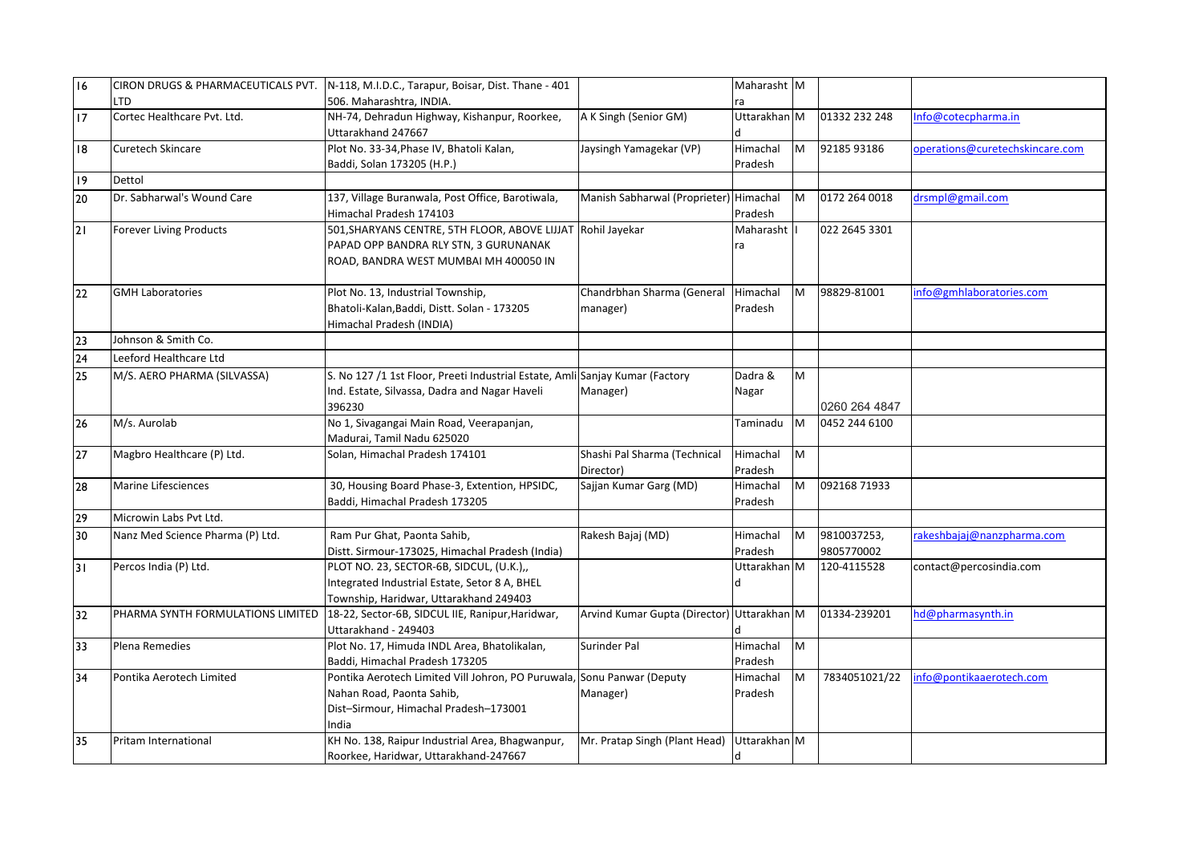| 16 | CIRON DRUGS & PHARMACEUTICALS PVT. LTD | N-118, M.I.D.C., Tarapur, Boisar, Dist. Thane - 401 506. Maharashtra, INDIA. | | Maharashtra | M | | |
|---|---|---|---|---|---|---|---|
| 17 | Cortec Healthcare Pvt. Ltd. | NH-74, Dehradun Highway, Kishanpur, Roorkee, Uttarakhand 247667 | A K Singh (Senior GM) | Uttarakhand | M | 01332 232 248 | Info@cotecpharma.in |
| 18 | Curetech Skincare | Plot No. 33-34,Phase IV, Bhatoli Kalan, Baddi, Solan 173205 (H.P.) | Jaysingh Yamagekar (VP) | Himachal Pradesh | M | 92185 93186 | operations@curetechskincare.com |
| 19 | Dettol | | | | | | |
| 20 | Dr. Sabharwal's Wound Care | 137, Village Buranwala, Post Office, Barotiwala, Himachal Pradesh 174103 | Manish Sabharwal (Proprieter) | Himachal Pradesh | M | 0172 264 0018 | drsmpl@gmail.com |
| 21 | Forever Living Products | 501,SHARYANS CENTRE, 5TH FLOOR, ABOVE LIJJAT PAPAD OPP BANDRA RLY STN, 3 GURUNANAK ROAD, BANDRA WEST MUMBAI MH 400050 IN | Rohil Jayekar | Maharashtra | I | 022 2645 3301 | |
| 22 | GMH Laboratories | Plot No. 13, Industrial Township, Bhatoli-Kalan,Baddi, Distt. Solan - 173205 Himachal Pradesh (INDIA) | Chandrbhan Sharma (General manager) | Himachal Pradesh | M | 98829-81001 | info@gmhlaboratories.com |
| 23 | Johnson & Smith Co. | | | | | | |
| 24 | Leeford Healthcare Ltd | | | | | | |
| 25 | M/S. AERO PHARMA (SILVASSA) | S. No 127 /1 1st Floor, Preeti Industrial Estate, Amli Ind. Estate, Silvassa, Dadra and Nagar Haveli 396230 | Sanjay Kumar (Factory Manager) | Dadra & Nagar | M | 0260 264 4847 | |
| 26 | M/s. Aurolab | No 1, Sivagangai Main Road, Veerapanjan, Madurai, Tamil Nadu 625020 | | Taminadu | M | 0452 244 6100 | |
| 27 | Magbro Healthcare (P) Ltd. | Solan, Himachal Pradesh 174101 | Shashi Pal Sharma (Technical Director) | Himachal Pradesh | M | | |
| 28 | Marine Lifesciences | 30, Housing Board Phase-3, Extention, HPSIDC, Baddi, Himachal Pradesh 173205 | Sajjan Kumar Garg (MD) | Himachal Pradesh | M | 092168 71933 | |
| 29 | Microwin Labs Pvt Ltd. | | | | | | |
| 30 | Nanz Med Science Pharma (P) Ltd. | Ram Pur Ghat, Paonta Sahib, Distt. Sirmour-173025, Himachal Pradesh (India) | Rakesh Bajaj (MD) | Himachal Pradesh | M | 9810037253, 9805770002 | rakeshbajaj@nanzpharma.com |
| 31 | Percos India (P) Ltd. | PLOT NO. 23, SECTOR-6B, SIDCUL, (U.K.),, Integrated Industrial Estate, Setor 8 A, BHEL Township, Haridwar, Uttarakhand 249403 | | Uttarakhand | M | 120-4115528 | contact@percosindia.com |
| 32 | PHARMA SYNTH FORMULATIONS LIMITED | 18-22, Sector-6B, SIDCUL IIE, Ranipur,Haridwar, Uttarakhand - 249403 | Arvind Kumar Gupta (Director) | Uttarakhand | M | 01334-239201 | hd@pharmasynth.in |
| 33 | Plena Remedies | Plot No. 17, Himuda INDL Area, Bhatolikalan, Baddi, Himachal Pradesh 173205 | Surinder Pal | Himachal Pradesh | M | | |
| 34 | Pontika Aerotech Limited | Pontika Aerotech Limited Vill Johron, PO Puruwala, Nahan Road, Paonta Sahib, Dist–Sirmour, Himachal Pradesh–173001 India | Sonu Panwar (Deputy Manager) | Himachal Pradesh | M | 7834051021/22 | info@pontikaaerotech.com |
| 35 | Pritam International | KH No. 138, Raipur Industrial Area, Bhagwanpur, Roorkee, Haridwar, Uttarakhand-247667 | Mr. Pratap Singh (Plant Head) | Uttarakhand | M | | |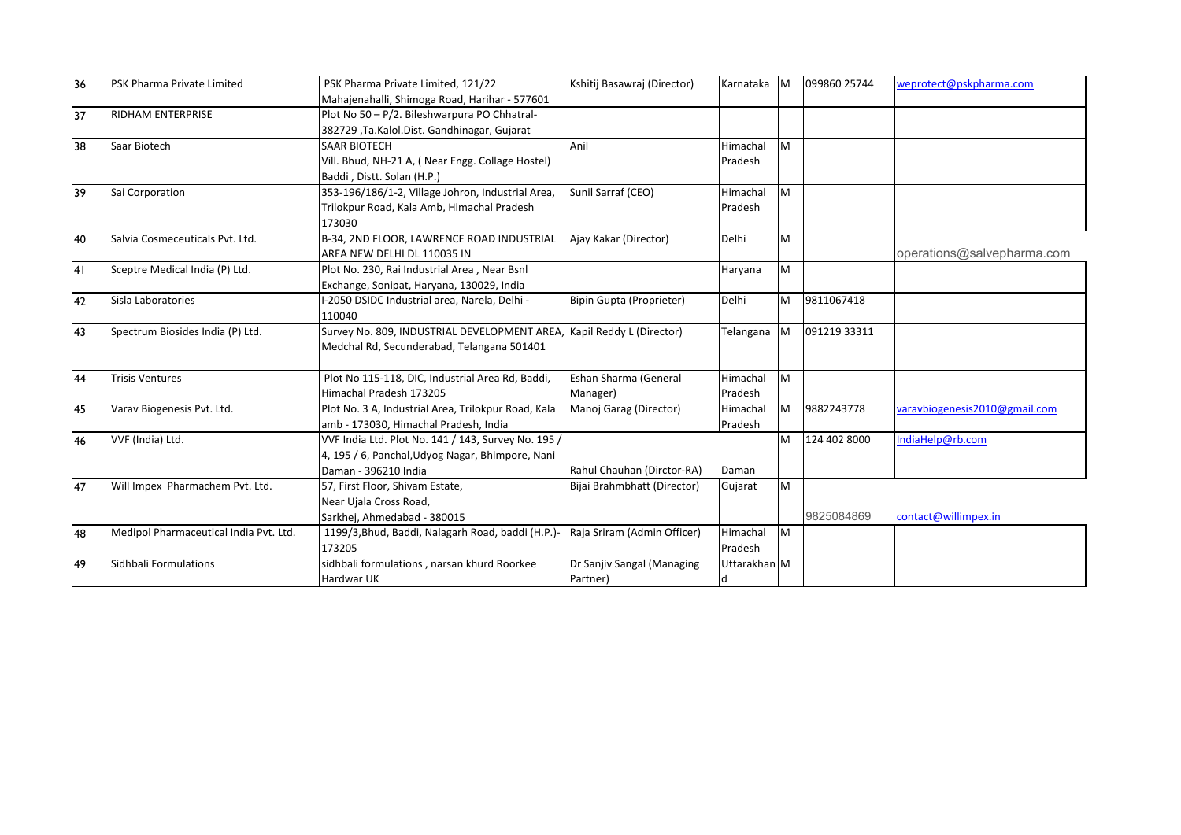| 36 | PSK Pharma Private Limited | PSK Pharma Private Limited, 121/22 Mahajenahalli, Shimoga Road, Harihar - 577601 | Kshitij Basawraj (Director) | Karnataka | M | 099860 25744 | weprotect@pskpharma.com |
|---|---|---|---|---|---|---|---|
| 37 | RIDHAM ENTERPRISE | Plot No 50 – P/2. Bileshwarpura PO Chhatral-382729 ,Ta.Kalol.Dist. Gandhinagar, Gujarat | | | | | |
| 38 | Saar Biotech | SAAR BIOTECH Vill. Bhud, NH-21 A, ( Near Engg. Collage Hostel) Baddi , Distt. Solan (H.P.) | Anil | Himachal Pradesh | M | | |
| 39 | Sai Corporation | 353-196/186/1-2, Village Johron, Industrial Area, Trilokpur Road, Kala Amb, Himachal Pradesh 173030 | Sunil Sarraf (CEO) | Himachal Pradesh | M | | |
| 40 | Salvia Cosmeceuticals Pvt. Ltd. | B-34, 2ND FLOOR, LAWRENCE ROAD INDUSTRIAL AREA NEW DELHI DL 110035 IN | Ajay Kakar (Director) | Delhi | M | | operations@salvepharma.com |
| 41 | Sceptre Medical India (P) Ltd. | Plot No. 230, Rai Industrial Area , Near Bsnl Exchange, Sonipat, Haryana, 130029, India | | Haryana | M | | |
| 42 | Sisla Laboratories | I-2050 DSIDC Industrial area, Narela, Delhi - 110040 | Bipin Gupta (Proprieter) | Delhi | M | 9811067418 | |
| 43 | Spectrum Biosides India (P) Ltd. | Survey No. 809, INDUSTRIAL DEVELOPMENT AREA, Medchal Rd, Secunderabad, Telangana 501401 | Kapil Reddy L (Director) | Telangana | M | 091219 33311 | |
| 44 | Trisis Ventures | Plot No 115-118, DIC, Industrial Area Rd, Baddi, Himachal Pradesh 173205 | Eshan Sharma (General Manager) | Himachal Pradesh | M | | |
| 45 | Varav Biogenesis Pvt. Ltd. | Plot No. 3 A, Industrial Area, Trilokpur Road, Kala amb - 173030, Himachal Pradesh, India | Manoj Garag (Director) | Himachal Pradesh | M | 9882243778 | varavbiogenesis2010@gmail.com |
| 46 | VVF (India) Ltd. | VVF India Ltd. Plot No. 141 / 143, Survey No. 195 / 4, 195 / 6, Panchal,Udyog Nagar, Bhimpore, Nani Daman - 396210 India | Rahul Chauhan (Dirctor-RA) | Daman | M | 124 402 8000 | IndiaHelp@rb.com |
| 47 | Will Impex Pharmachem Pvt. Ltd. | 57, First Floor, Shivam Estate, Near Ujala Cross Road, Sarkhej, Ahmedabad - 380015 | Bijai Brahmbhatt (Director) | Gujarat | M | 9825084869 | contact@willimpex.in |
| 48 | Medipol Pharmaceutical India Pvt. Ltd. | 1199/3,Bhud, Baddi, Nalagarh Road, baddi (H.P.)-173205 | Raja Sriram (Admin Officer) | Himachal Pradesh | M | | |
| 49 | Sidhbali Formulations | sidhbali formulations , narsan khurd Roorkee Hardwar UK | Dr Sanjiv Sangal (Managing Partner) | Uttarakhand | M | | |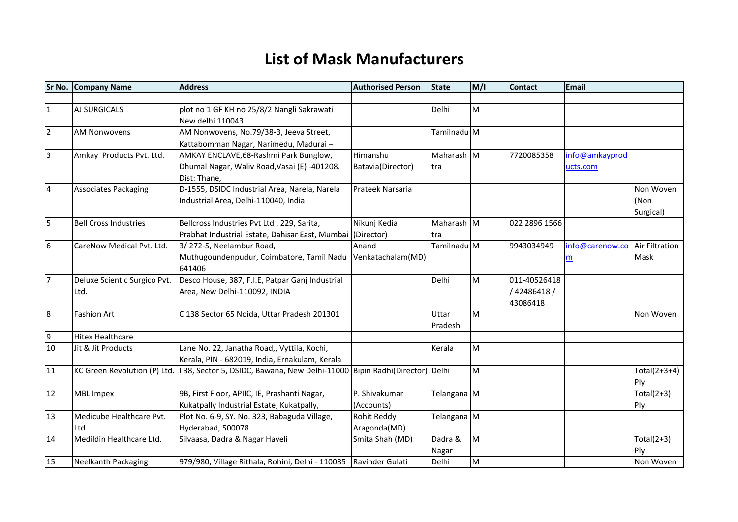# List of Mask Manufacturers

| Sr No. | Company Name | Address | Authorised Person | State | M/I | Contact | Email | |
|---|---|---|---|---|---|---|---|---|
| | | | | | | | | |
| 1 | AJ SURGICALS | plot no 1 GF KH no 25/8/2 Nangli Sakrawati New delhi 110043 | | Delhi | M | | | |
| 2 | AM Nonwovens | AM Nonwovens, No.79/38-B, Jeeva Street, Kattabomman Nagar, Narimedu, Madurai – | | Tamilnadu | M | | | |
| 3 | Amkay Products Pvt. Ltd. | AMKAY ENCLAVE,68-Rashmi Park Bunglow, Dhumal Nagar, Waliv Road,Vasai (E) -401208. Dist: Thane, | Himanshu Batavia(Director) | Maharashtra | M | 7720085358 | info@amkayproducts.com | |
| 4 | Associates Packaging | D-1555, DSIDC Industrial Area, Narela, Narela Industrial Area, Delhi-110040, India | Prateek Narsaria | | | | | Non Woven (Non Surgical) |
| 5 | Bell Cross Industries | Bellcross Industries Pvt Ltd , 229, Sarita, Prabhat Industrial Estate, Dahisar East, Mumbai | Nikunj Kedia (Director) | Maharashtra | M | 022 2896 1566 | | |
| 6 | CareNow Medical Pvt. Ltd. | 3/ 272-5, Neelambur Road, Muthugoundenpudur, Coimbatore, Tamil Nadu 641406 | Anand Venkatachalam(MD) | Tamilnadu | M | 9943034949 | info@carenow.com | Air Filtration Mask |
| 7 | Deluxe Scientic Surgico Pvt. Ltd. | Desco House, 387, F.I.E, Patpar Ganj Industrial Area, New Delhi-110092, INDIA | | Delhi | M | 011-40526418 / 42486418 / 43086418 | | |
| 8 | Fashion Art | C 138 Sector 65 Noida, Uttar Pradesh 201301 | | Uttar Pradesh | M | | | Non Woven |
| 9 | Hitex Healthcare | | | | | | | |
| 10 | Jit & Jit Products | Lane No. 22, Janatha Road,, Vyttila, Kochi, Kerala, PIN - 682019, India, Ernakulam, Kerala | | Kerala | M | | | |
| 11 | KC Green Revolution (P) Ltd. | I 38, Sector 5, DSIDC, Bawana, New Delhi-11000 | Bipin Radhi(Director) | Delhi | M | | | Total(2+3+4) Ply |
| 12 | MBL Impex | 9B, First Floor, APIIC, IE, Prashanti Nagar, Kukatpally Industrial Estate, Kukatpally, | P. Shivakumar (Accounts) | Telangana | M | | | Total(2+3) Ply |
| 13 | Medicube Healthcare Pvt. Ltd | Plot No. 6-9, SY. No. 323, Babaguda Village, Hyderabad, 500078 | Rohit Reddy Aragonda(MD) | Telangana | M | | | |
| 14 | Medildin Healthcare Ltd. | Silvaasa, Dadra & Nagar Haveli | Smita Shah (MD) | Dadra & Nagar | M | | | Total(2+3) Ply |
| 15 | Neelkanth Packaging | 979/980, Village Rithala, Rohini, Delhi - 110085 | Ravinder Gulati | Delhi | M | | | Non Woven |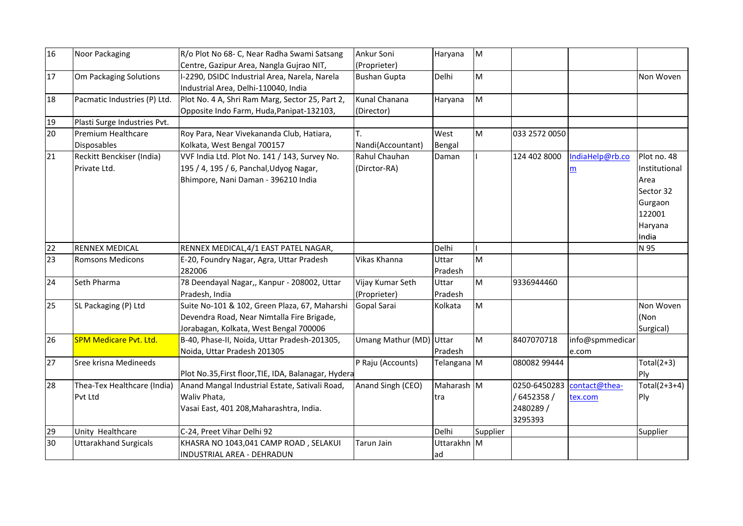| 16 | Noor Packaging | R/o Plot No 68- C, Near Radha Swami Satsang Centre, Gazipur Area, Nangla Gujrao NIT, | Ankur Soni (Proprieter) | Haryana | M | | | |
|---|---|---|---|---|---|---|---|---|
| 17 | Om Packaging Solutions | I-2290, DSIDC Industrial Area, Narela, Narela Industrial Area, Delhi-110040, India | Bushan Gupta | Delhi | M | | | Non Woven |
| 18 | Pacmatic Industries (P) Ltd. | Plot No. 4 A, Shri Ram Marg, Sector 25, Part 2, Opposite Indo Farm, Huda,Panipat-132103, | Kunal Chanana (Director) | Haryana | M | | | |
| 19 | Plasti Surge Industries Pvt. | | | | | | | |
| 20 | Premium Healthcare Disposables | Roy Para, Near Vivekananda Club, Hatiara, Kolkata, West Bengal 700157 | T. Nandi(Accountant) | West Bengal | M | 033 2572 0050 | | |
| 21 | Reckitt Benckiser (India) Private Ltd. | VVF India Ltd. Plot No. 141 / 143, Survey No. 195 / 4, 195 / 6, Panchal,Udyog Nagar, Bhimpore, Nani Daman - 396210 India | Rahul Chauhan (Dirctor-RA) | Daman | I | 124 402 8000 | IndiaHelp@rb.com | Plot no. 48 Institutional Area Sector 32 Gurgaon 122001 Haryana India |
| 22 | RENNEX MEDICAL | RENNEX MEDICAL,4/1 EAST PATEL NAGAR, | | Delhi | I | | | N 95 |
| 23 | Romsons Medicons | E-20, Foundry Nagar, Agra, Uttar Pradesh 282006 | Vikas Khanna | Uttar Pradesh | M | | | |
| 24 | Seth Pharma | 78 Deendayal Nagar,, Kanpur - 208002, Uttar Pradesh, India | Vijay Kumar Seth (Proprieter) | Uttar Pradesh | M | 9336944460 | | |
| 25 | SL Packaging (P) Ltd | Suite No-101 & 102, Green Plaza, 67, Maharshi Devendra Road, Near Nimtalla Fire Brigade, Jorabagan, Kolkata, West Bengal 700006 | Gopal Sarai | Kolkata | M | | | Non Woven (Non Surgical) |
| 26 | SPM Medicare Pvt. Ltd. | B-40, Phase-II, Noida, Uttar Pradesh-201305, Noida, Uttar Pradesh 201305 | Umang Mathur (MD) | Uttar Pradesh | M | 8407070718 | info@spmmedicare.com | |
| 27 | Sree krisna Medineeds | Plot No.35,First floor,TIE, IDA, Balanagar, Hydera | P Raju (Accounts) | Telangana | M | 080082 99444 | | Total(2+3) Ply |
| 28 | Thea-Tex Healthcare (India) Pvt Ltd | Anand Mangal Industrial Estate, Sativali Road, Waliv Phata, Vasai East, 401 208,Maharashtra, India. | Anand Singh (CEO) | Maharashtra | M | 0250-6450283 / 6452358 / 2480289 / 3295393 | contact@thea-tex.com | Total(2+3+4) Ply |
| 29 | Unity Healthcare | C-24, Preet Vihar Delhi 92 | | Delhi | Supplier | | | Supplier |
| 30 | Uttarakhand Surgicals | KHASRA NO 1043,041 CAMP ROAD , SELAKUI INDUSTRIAL AREA - DEHRADUN | Tarun Jain | Uttarakhnad | M | | | |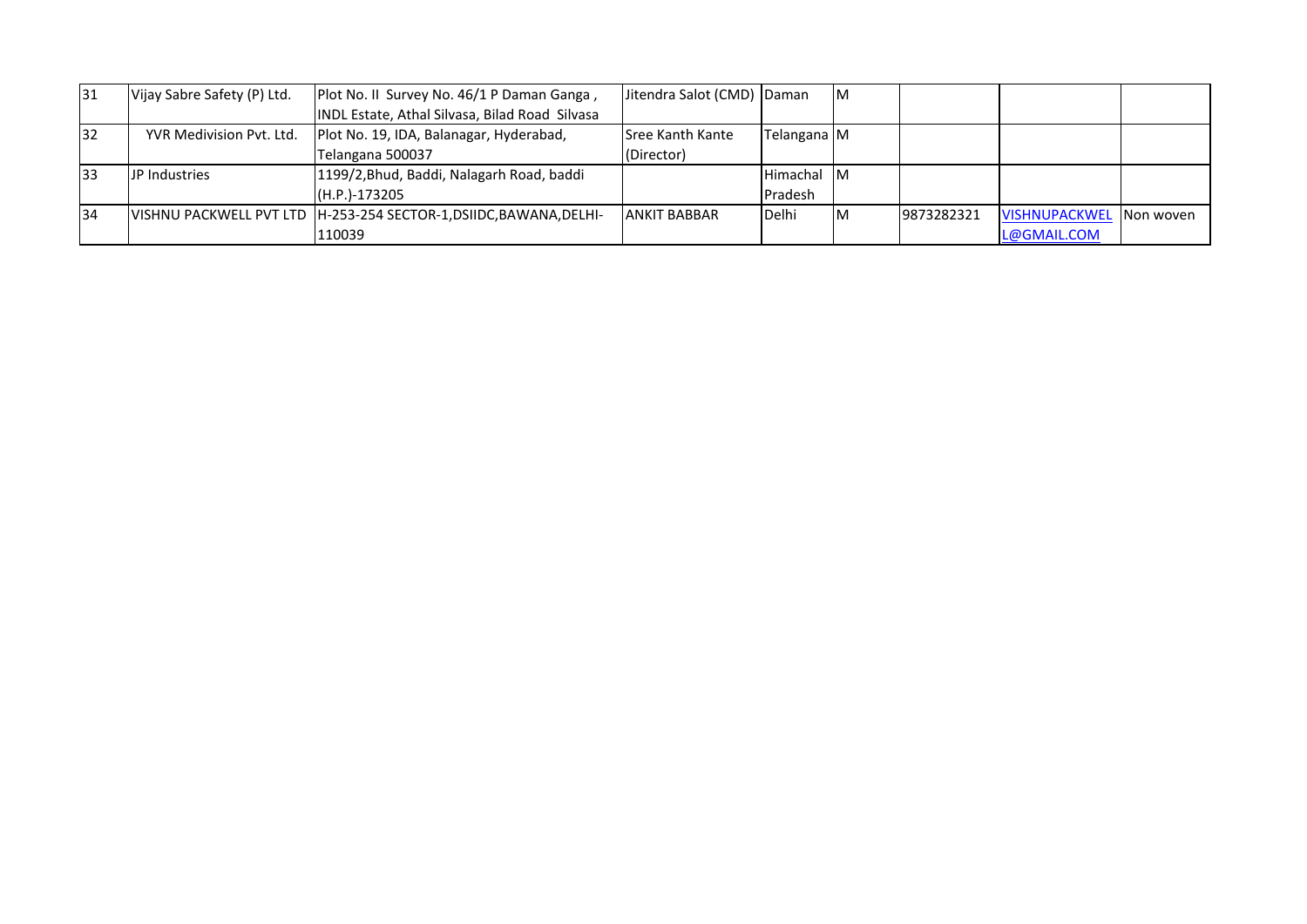| | | | | | | | | |
|---|---|---|---|---|---|---|---|---|
| 31 | Vijay Sabre Safety (P) Ltd. | Plot No. II Survey No. 46/1 P Daman Ganga , INDL Estate, Athal Silvasa, Bilad Road Silvasa | Jitendra Salot (CMD) | Daman | M | | | |
| 32 | YVR Medivision Pvt. Ltd. | Plot No. 19, IDA, Balanagar, Hyderabad, Telangana 500037 | Sree Kanth Kante (Director) | Telangana | M | | | |
| 33 | JP Industries | 1199/2,Bhud, Baddi, Nalagarh Road, baddi (H.P.)-173205 | | Himachal Pradesh | M | | | |
| 34 | VISHNU PACKWELL PVT LTD | H-253-254 SECTOR-1,DSIIDC,BAWANA,DELHI-110039 | ANKIT BABBAR | Delhi | M | 9873282321 | VISHNUPACKWELL@GMAIL.COM | Non woven |